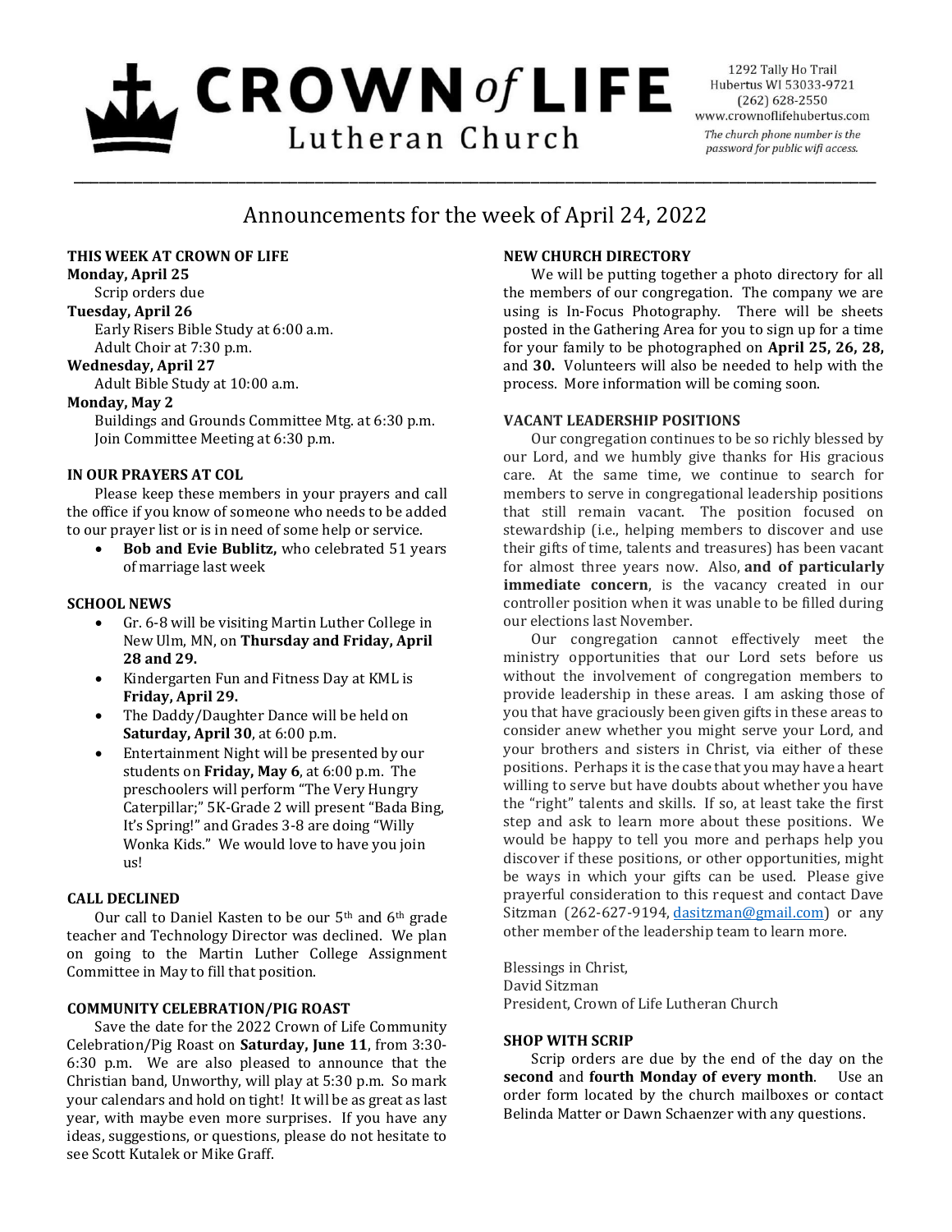# CROWN of LIFE Lutheran Church

1292 Tally Ho Trail
Hubertus WI 53033-9721
(262) 628-2550
www.crownoflifehubertus.com
*The church phone number is the password for public wifi access.*

## Announcements for the week of April 24, 2022

### THIS WEEK AT CROWN OF LIFE

**Monday, April 25**
Scrip orders due

**Tuesday, April 26**
Early Risers Bible Study at 6:00 a.m.
Adult Choir at 7:30 p.m.

**Wednesday, April 27**
Adult Bible Study at 10:00 a.m.

**Monday, May 2**
Buildings and Grounds Committee Mtg. at 6:30 p.m.
Join Committee Meeting at 6:30 p.m.

### IN OUR PRAYERS AT COL

Please keep these members in your prayers and call the office if you know of someone who needs to be added to our prayer list or is in need of some help or service.

- **Bob and Evie Bublitz,** who celebrated 51 years of marriage last week

### SCHOOL NEWS

- Gr. 6-8 will be visiting Martin Luther College in New Ulm, MN, on **Thursday and Friday, April 28 and 29.**
- Kindergarten Fun and Fitness Day at KML is **Friday, April 29.**
- The Daddy/Daughter Dance will be held on **Saturday, April 30**, at 6:00 p.m.
- Entertainment Night will be presented by our students on **Friday, May 6**, at 6:00 p.m. The preschoolers will perform "The Very Hungry Caterpillar;" 5K-Grade 2 will present "Bada Bing, It's Spring!" and Grades 3-8 are doing "Willy Wonka Kids." We would love to have you join us!

### CALL DECLINED

Our call to Daniel Kasten to be our 5th and 6th grade teacher and Technology Director was declined. We plan on going to the Martin Luther College Assignment Committee in May to fill that position.

### COMMUNITY CELEBRATION/PIG ROAST

Save the date for the 2022 Crown of Life Community Celebration/Pig Roast on **Saturday, June 11**, from 3:30-6:30 p.m. We are also pleased to announce that the Christian band, Unworthy, will play at 5:30 p.m. So mark your calendars and hold on tight! It will be as great as last year, with maybe even more surprises. If you have any ideas, suggestions, or questions, please do not hesitate to see Scott Kutalek or Mike Graff.

### NEW CHURCH DIRECTORY

We will be putting together a photo directory for all the members of our congregation. The company we are using is In-Focus Photography. There will be sheets posted in the Gathering Area for you to sign up for a time for your family to be photographed on **April 25, 26, 28,** and **30.** Volunteers will also be needed to help with the process. More information will be coming soon.

### VACANT LEADERSHIP POSITIONS

Our congregation continues to be so richly blessed by our Lord, and we humbly give thanks for His gracious care. At the same time, we continue to search for members to serve in congregational leadership positions that still remain vacant. The position focused on stewardship (i.e., helping members to discover and use their gifts of time, talents and treasures) has been vacant for almost three years now. Also, **and of particularly immediate concern**, is the vacancy created in our controller position when it was unable to be filled during our elections last November.

Our congregation cannot effectively meet the ministry opportunities that our Lord sets before us without the involvement of congregation members to provide leadership in these areas. I am asking those of you that have graciously been given gifts in these areas to consider anew whether you might serve your Lord, and your brothers and sisters in Christ, via either of these positions. Perhaps it is the case that you may have a heart willing to serve but have doubts about whether you have the "right" talents and skills. If so, at least take the first step and ask to learn more about these positions. We would be happy to tell you more and perhaps help you discover if these positions, or other opportunities, might be ways in which your gifts can be used. Please give prayerful consideration to this request and contact Dave Sitzman (262-627-9194, dasitzman@gmail.com) or any other member of the leadership team to learn more.

Blessings in Christ,
David Sitzman
President, Crown of Life Lutheran Church

### SHOP WITH SCRIP

Scrip orders are due by the end of the day on the **second** and **fourth Monday of every month**. Use an order form located by the church mailboxes or contact Belinda Matter or Dawn Schaenzer with any questions.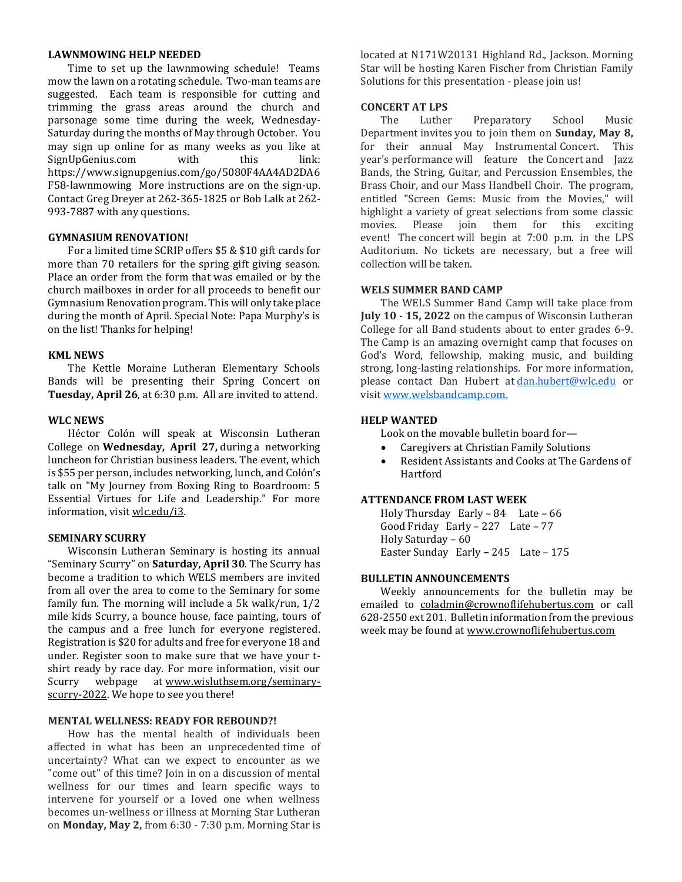**LAWNMOWING HELP NEEDED**

Time to set up the lawnmowing schedule! Teams mow the lawn on a rotating schedule. Two-man teams are suggested. Each team is responsible for cutting and trimming the grass areas around the church and parsonage some time during the week, Wednesday-Saturday during the months of May through October. You may sign up online for as many weeks as you like at SignUpGenius.com with this link: https://www.signupgenius.com/go/5080F4AA4AD2DA6F58-lawnmowing More instructions are on the sign-up. Contact Greg Dreyer at 262-365-1825 or Bob Lalk at 262-993-7887 with any questions.

**GYMNASIUM RENOVATION!**

For a limited time SCRIP offers $5 & $10 gift cards for more than 70 retailers for the spring gift giving season. Place an order from the form that was emailed or by the church mailboxes in order for all proceeds to benefit our Gymnasium Renovation program. This will only take place during the month of April. Special Note: Papa Murphy's is on the list! Thanks for helping!

**KML NEWS**

The Kettle Moraine Lutheran Elementary Schools Bands will be presenting their Spring Concert on **Tuesday, April 26**, at 6:30 p.m. All are invited to attend.

**WLC NEWS**

Héctor Colón will speak at Wisconsin Lutheran College on **Wednesday, April 27,** during a networking luncheon for Christian business leaders. The event, which is $55 per person, includes networking, lunch, and Colón's talk on "My Journey from Boxing Ring to Boardroom: 5 Essential Virtues for Life and Leadership." For more information, visit wlc.edu/i3.

**SEMINARY SCURRY**

Wisconsin Lutheran Seminary is hosting its annual "Seminary Scurry" on **Saturday, April 30**. The Scurry has become a tradition to which WELS members are invited from all over the area to come to the Seminary for some family fun. The morning will include a 5k walk/run, 1/2 mile kids Scurry, a bounce house, face painting, tours of the campus and a free lunch for everyone registered. Registration is $20 for adults and free for everyone 18 and under. Register soon to make sure that we have your t-shirt ready by race day. For more information, visit our Scurry webpage at www.wisluthsem.org/seminary-scurry-2022. We hope to see you there!

**MENTAL WELLNESS: READY FOR REBOUND?!**

How has the mental health of individuals been affected in what has been an unprecedented time of uncertainty? What can we expect to encounter as we "come out" of this time? Join in on a discussion of mental wellness for our times and learn specific ways to intervene for yourself or a loved one when wellness becomes un-wellness or illness at Morning Star Lutheran on **Monday, May 2,** from 6:30 - 7:30 p.m. Morning Star is located at N171W20131 Highland Rd., Jackson. Morning Star will be hosting Karen Fischer from Christian Family Solutions for this presentation - please join us!

**CONCERT AT LPS**

The Luther Preparatory School Music Department invites you to join them on **Sunday, May 8,** for their annual May Instrumental Concert. This year's performance will feature the Concert and Jazz Bands, the String, Guitar, and Percussion Ensembles, the Brass Choir, and our Mass Handbell Choir. The program, entitled "Screen Gems: Music from the Movies," will highlight a variety of great selections from some classic movies. Please join them for this exciting event! The concert will begin at 7:00 p.m. in the LPS Auditorium. No tickets are necessary, but a free will collection will be taken.

**WELS SUMMER BAND CAMP**

The WELS Summer Band Camp will take place from **July 10 - 15, 2022** on the campus of Wisconsin Lutheran College for all Band students about to enter grades 6-9. The Camp is an amazing overnight camp that focuses on God's Word, fellowship, making music, and building strong, long-lasting relationships. For more information, please contact Dan Hubert at dan.hubert@wlc.edu or visit www.welsbandcamp.com.

**HELP WANTED**

Look on the movable bulletin board for—

- Caregivers at Christian Family Solutions
- Resident Assistants and Cooks at The Gardens of Hartford

**ATTENDANCE FROM LAST WEEK**

Holy Thursday Early – 84 Late – 66
Good Friday Early – 227 Late – 77
Holy Saturday – 60
Easter Sunday Early – 245 Late – 175

**BULLETIN ANNOUNCEMENTS**

Weekly announcements for the bulletin may be emailed to coladmin@crownoflifehubertus.com or call 628-2550 ext 201. Bulletin information from the previous week may be found at www.crownoflifehubertus.com